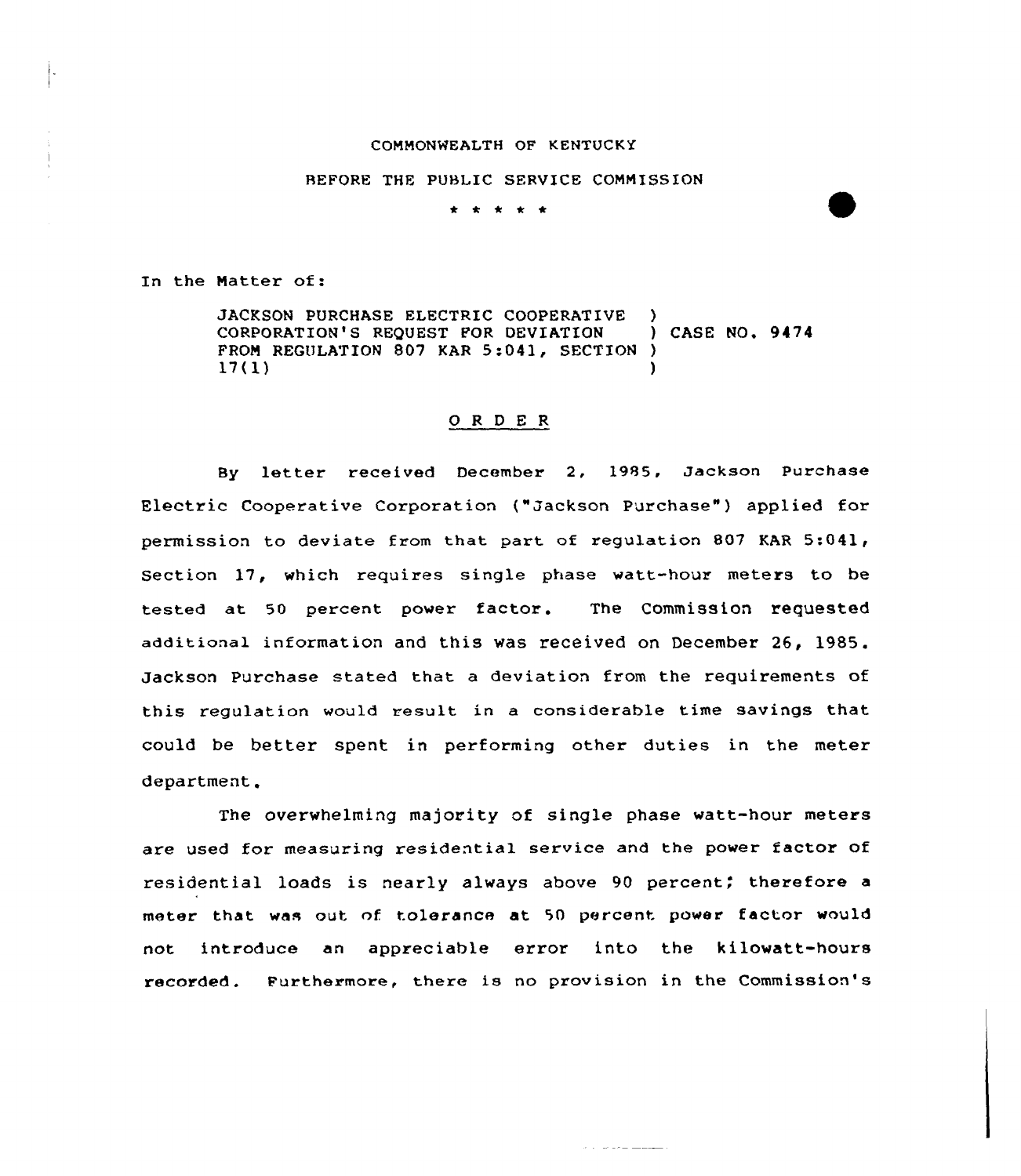COMMONWEALTH OF KENTUCKY

BEFORE THE PUBLIC SERVICE COMMISSION

\* \* \* \* \*

In the Matter of:

JACKSON PURCHASE ELECTRIC COOPERATIVE CORPORATION'S REQUEST FOR DEVIATION FROM REGULATION 807 KAR 5:041, SECTION 17(1) ) CASE NO. 9474

## O R D E R

By letter received December 2, 1985, Jackson Purchase Electric Cooperative Corporation ("Jackson Purchase") applied for permission to deviate from that part of regulation 807 KAR 5:041, Section 17, which requires single phase watt-hour meters to be tested at 50 percent power factor. The Commission requested additional information and this was received on December 26, 1985. Jackson Purchase stated that a deviation from the requirements of this regulation would result in a considerable time savings that could be better spent in performing other duties in the meter department.

The overwhelming majority of single phase watt-hour meters are used for measuring residential service and the power factor of residential loads is nearly always above 90 percent; therefore a meter that was out of tolerance at 50 percent power factor would not introduce an appreciable error into the kilowatt-hours recorded. Furthermore, there is no provision in the Commission's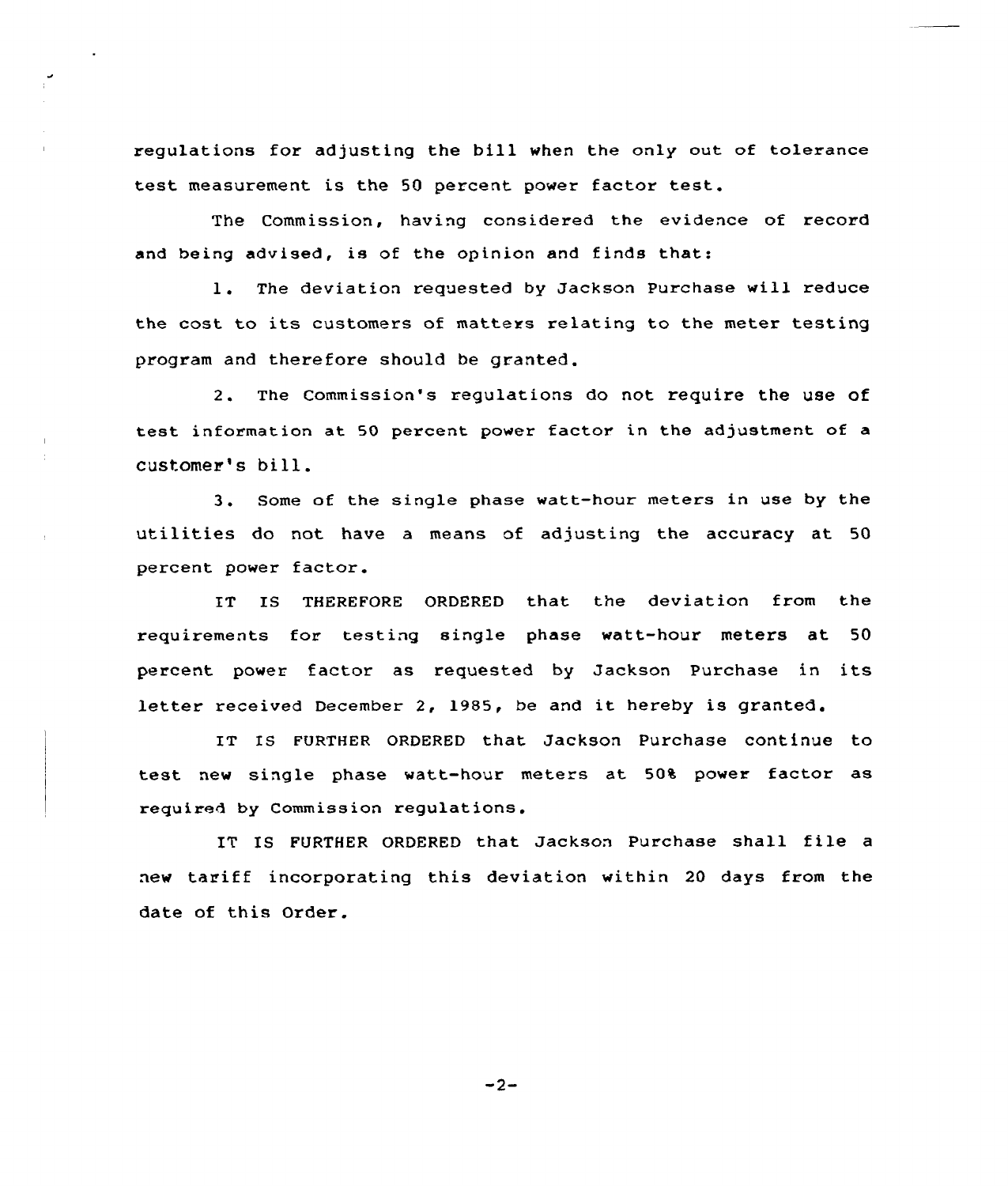regulations for adjusting the bill when the only out of tolerance test measurement is the 50 percent power factor test.

The Commission, having considered the evidence of record and being advised, is of the opinion and finds that:

1. The deviation requested by Jackson Purchase will reduce the cost to its customers of matters relating to the meter testing program and therefore should be granted.

2. The Commission's regulations do not require the use of test information at 50 percent power factor in the adjustment of a customer's bill.

3. Some of the single phase watt-hour meters in use by the utilities do not have a means of adjusting the accuracy at 50 percent power factor.

IT IS THEREFORE ORDERED that the deviation from the requirements for testing single phase watt-hour meters at 50 percent power factor as requested by Jackson Purchase in its letter received December 2, 1985, be and it hereby is granted.

IT IS FURTHER ORDERED that Jackson Purchase continue to test new single phase watt-hour meters at 50% power factor as required by Commission regulations.

IT IS FURTHER ORDERED that Jackson Purchase shall file a new tariff incorporating this deviation within 20 days from the date of this Order.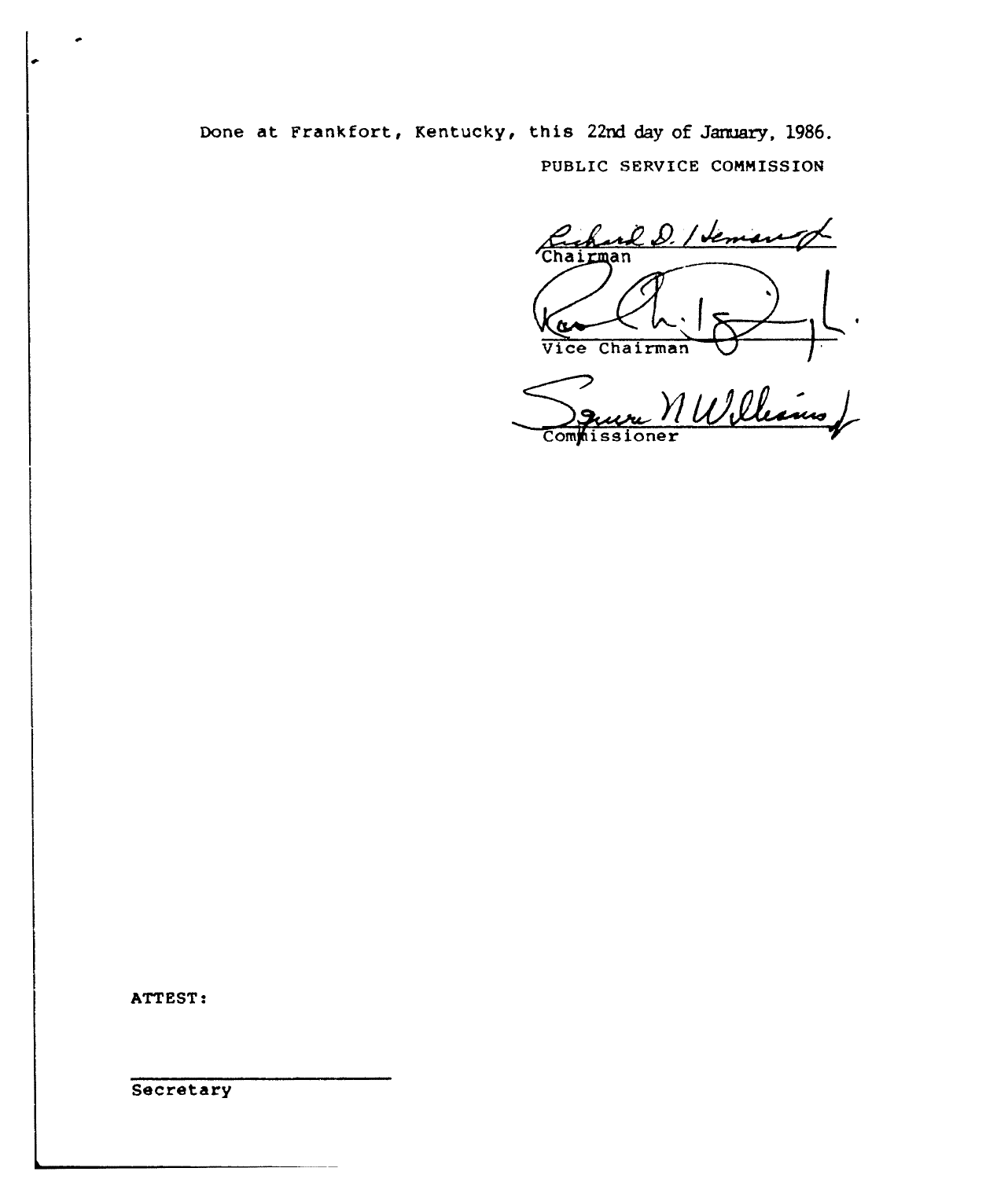Done at Frankfort, Kentucky, this 22nd day of January, 1986.

PUBLIC SERVICE COMMISSION

Chairman

Vice Chairman

Commissioner

ATTEST:

Secretary